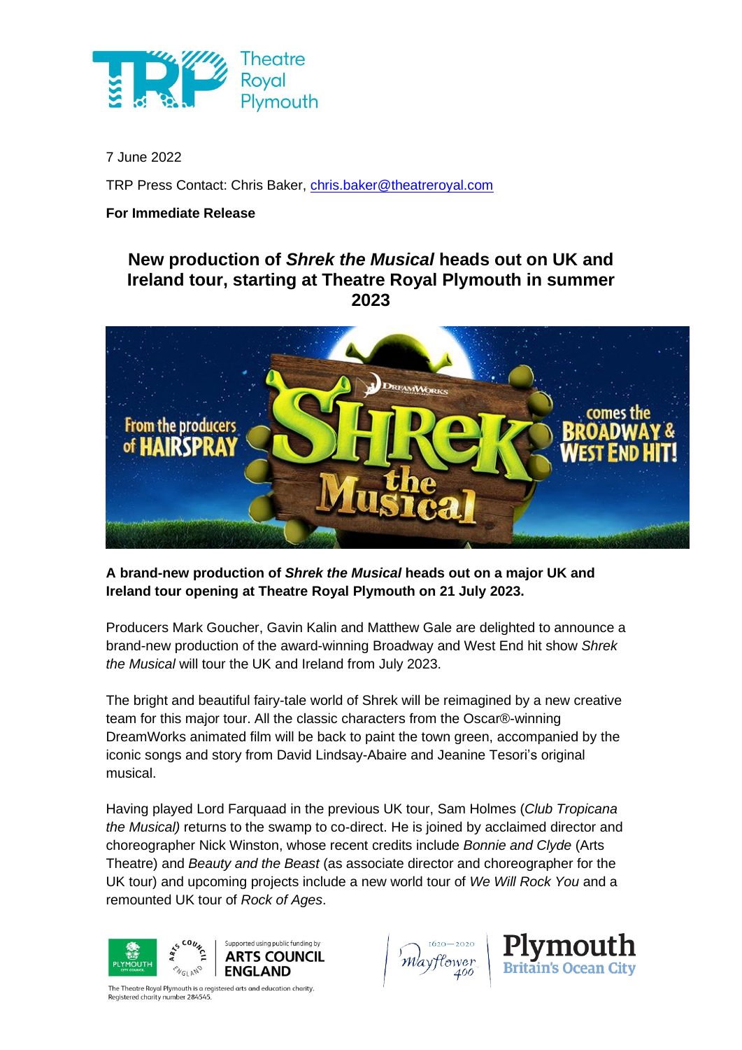7 June 2022

TRP Press Contact: Chris Baker, chris.baker@theatreroyal.com

**For Immediate Release**

# New production of *Shrek the Musical* heads out on UK and Ireland tour, starting at Theatre Royal Plymouth in summer 2023

**A brand-new production of *Shrek the Musical* heads out on a major UK and Ireland tour opening at Theatre Royal Plymouth on 21 July 2023.**

Producers Mark Goucher, Gavin Kalin and Matthew Gale are delighted to announce a brand-new production of the award-winning Broadway and West End hit show *Shrek the Musical* will tour the UK and Ireland from July 2023.

The bright and beautiful fairy-tale world of Shrek will be reimagined by a new creative team for this major tour. All the classic characters from the Oscar®-winning DreamWorks animated film will be back to paint the town green, accompanied by the iconic songs and story from David Lindsay-Abaire and Jeanine Tesori's original musical.

Having played Lord Farquaad in the previous UK tour, Sam Holmes (*Club Tropicana the Musical)* returns to the swamp to co-direct. He is joined by acclaimed director and choreographer Nick Winston, whose recent credits include *Bonnie and Clyde* (Arts Theatre) and *Beauty and the Beast* (as associate director and choreographer for the UK tour) and upcoming projects include a new world tour of *We Will Rock You* and a remounted UK tour of *Rock of Ages*.

The Theatre Royal Plymouth is a registered arts and education charity. Registered charity number 284545.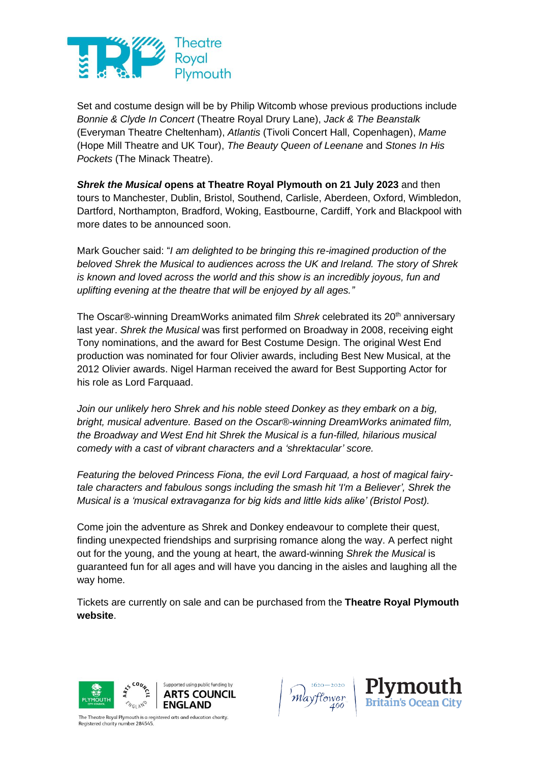Set and costume design will be by Philip Witcomb whose previous productions include *Bonnie & Clyde In Concert* (Theatre Royal Drury Lane), *Jack & The Beanstalk* (Everyman Theatre Cheltenham), *Atlantis* (Tivoli Concert Hall, Copenhagen), *Mame* (Hope Mill Theatre and UK Tour), *The Beauty Queen of Leenane* and *Stones In His Pockets* (The Minack Theatre).

***Shrek the Musical* opens at Theatre Royal Plymouth on 21 July 2023** and then tours to Manchester, Dublin, Bristol, Southend, Carlisle, Aberdeen, Oxford, Wimbledon, Dartford, Northampton, Bradford, Woking, Eastbourne, Cardiff, York and Blackpool with more dates to be announced soon.

Mark Goucher said: "*I am delighted to be bringing this re-imagined production of the beloved Shrek the Musical to audiences across the UK and Ireland. The story of Shrek is known and loved across the world and this show is an incredibly joyous, fun and uplifting evening at the theatre that will be enjoyed by all ages."*

The Oscar®-winning DreamWorks animated film *Shrek* celebrated its 20th anniversary last year. *Shrek the Musical* was first performed on Broadway in 2008, receiving eight Tony nominations, and the award for Best Costume Design. The original West End production was nominated for four Olivier awards, including Best New Musical, at the 2012 Olivier awards. Nigel Harman received the award for Best Supporting Actor for his role as Lord Farquaad.

*Join our unlikely hero Shrek and his noble steed Donkey as they embark on a big, bright, musical adventure. Based on the Oscar®-winning DreamWorks animated film, the Broadway and West End hit Shrek the Musical is a fun-filled, hilarious musical comedy with a cast of vibrant characters and a 'shrektacular' score.*

*Featuring the beloved Princess Fiona, the evil Lord Farquaad, a host of magical fairy-tale characters and fabulous songs including the smash hit 'I'm a Believer', Shrek the Musical is a 'musical extravaganza for big kids and little kids alike' (Bristol Post).*

Come join the adventure as Shrek and Donkey endeavour to complete their quest, finding unexpected friendships and surprising romance along the way. A perfect night out for the young, and the young at heart, the award-winning *Shrek the Musical* is guaranteed fun for all ages and will have you dancing in the aisles and laughing all the way home.

Tickets are currently on sale and can be purchased from the **Theatre Royal Plymouth website**.

Supported using public funding by ARTS COUNCIL ENGLAND

The Theatre Royal Plymouth is a registered arts and education charity. Registered charity number 284545.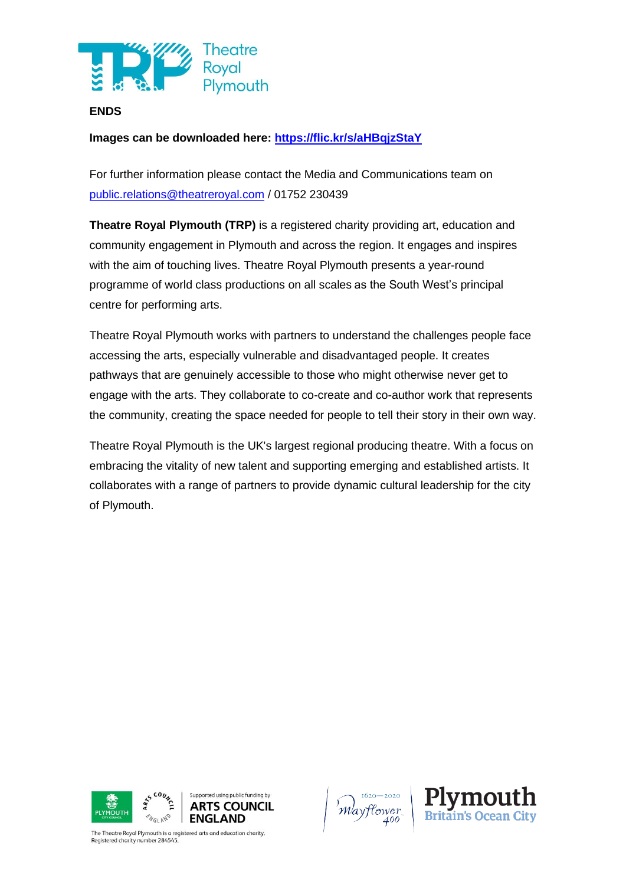**ENDS**

**Images can be downloaded here: https://flic.kr/s/aHBqjzStaY**

For further information please contact the Media and Communications team on public.relations@theatreroyal.com / 01752 230439

**Theatre Royal Plymouth (TRP)** is a registered charity providing art, education and community engagement in Plymouth and across the region. It engages and inspires with the aim of touching lives. Theatre Royal Plymouth presents a year-round programme of world class productions on all scales as the South West's principal centre for performing arts.

Theatre Royal Plymouth works with partners to understand the challenges people face accessing the arts, especially vulnerable and disadvantaged people. It creates pathways that are genuinely accessible to those who might otherwise never get to engage with the arts. They collaborate to co-create and co-author work that represents the community, creating the space needed for people to tell their story in their own way.

Theatre Royal Plymouth is the UK's largest regional producing theatre. With a focus on embracing the vitality of new talent and supporting emerging and established artists. It collaborates with a range of partners to provide dynamic cultural leadership for the city of Plymouth.

Supported using public funding by ARTS COUNCIL ENGLAND

The Theatre Royal Plymouth is a registered arts and education charity. Registered charity number 284545.